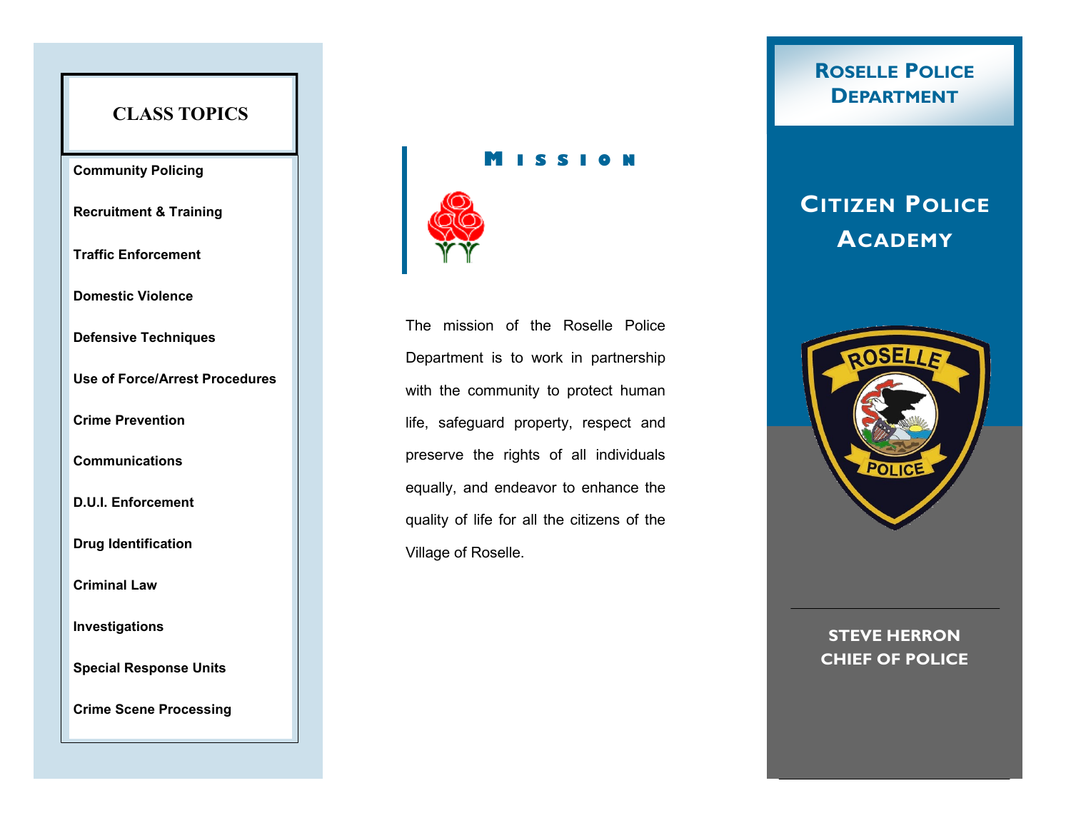## CLASS TOPICS

- **Community Policing**
- **Recruitment & Training**
- **Traffic Enforcement**
- **Domestic Violence**
- **Defensive Techniques**
- **Use of Force/Arrest Procedures**
- **Crime Prevention**
- **Communications**
- **D.U.I. Enforcement**
- **Drug Identification**
- **Criminal Law**
- **Investigations**
- **Special Response Units**
- **Crime Scene Processing**

## Mission

The mission of the Roselle Police Department is to work in partnership with the community to protect human life, safeguard property, respect and preserve the rights of all individuals equally, and endeavor to enhance the quality of life for all the citizens of the Village of Roselle.

# Roselle Police Department

# Citizen Police Academy

**STEVE HERRON**
**CHIEF OF POLICE**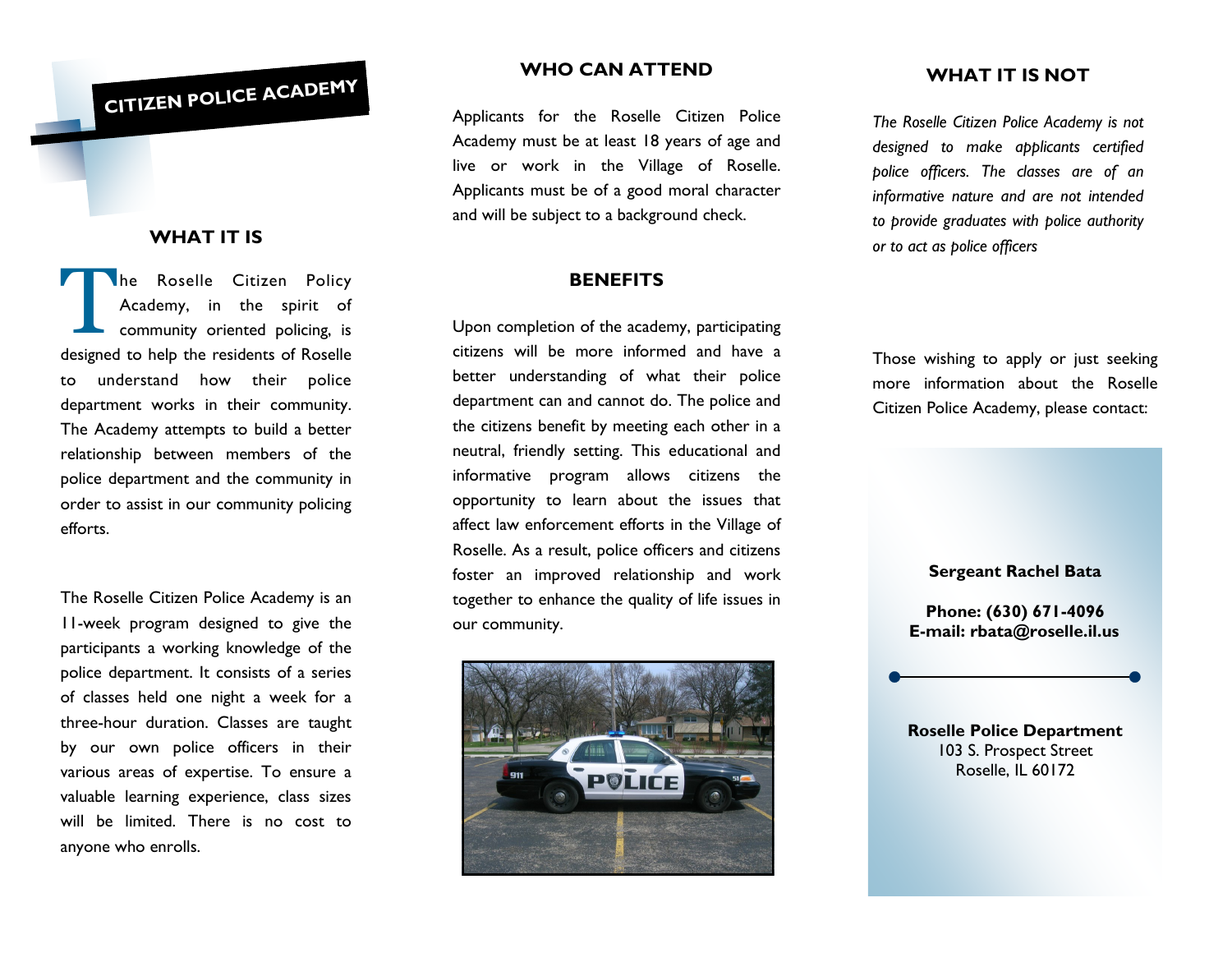# CITIZEN POLICE ACADEMY

## WHAT IT IS

The Roselle Citizen Policy Academy, in the spirit of community oriented policing, is designed to help the residents of Roselle to understand how their police department works in their community. The Academy attempts to build a better relationship between members of the police department and the community in order to assist in our community policing efforts.

The Roselle Citizen Police Academy is an 11-week program designed to give the participants a working knowledge of the police department. It consists of a series of classes held one night a week for a three-hour duration. Classes are taught by our own police officers in their various areas of expertise. To ensure a valuable learning experience, class sizes will be limited. There is no cost to anyone who enrolls.

## WHO CAN ATTEND

Applicants for the Roselle Citizen Police Academy must be at least 18 years of age and live or work in the Village of Roselle. Applicants must be of a good moral character and will be subject to a background check.

## BENEFITS

Upon completion of the academy, participating citizens will be more informed and have a better understanding of what their police department can and cannot do. The police and the citizens benefit by meeting each other in a neutral, friendly setting. This educational and informative program allows citizens the opportunity to learn about the issues that affect law enforcement efforts in the Village of Roselle. As a result, police officers and citizens foster an improved relationship and work together to enhance the quality of life issues in our community.

## WHAT IT IS NOT

*The Roselle Citizen Police Academy is not designed to make applicants certified police officers. The classes are of an informative nature and are not intended to provide graduates with police authority or to act as police officers*

Those wishing to apply or just seeking more information about the Roselle Citizen Police Academy, please contact:

**Sergeant Rachel Bata**

**Phone: (630) 671-4096**
**E-mail: rbata@roselle.il.us**

**Roselle Police Department**
103 S. Prospect Street
Roselle, IL 60172